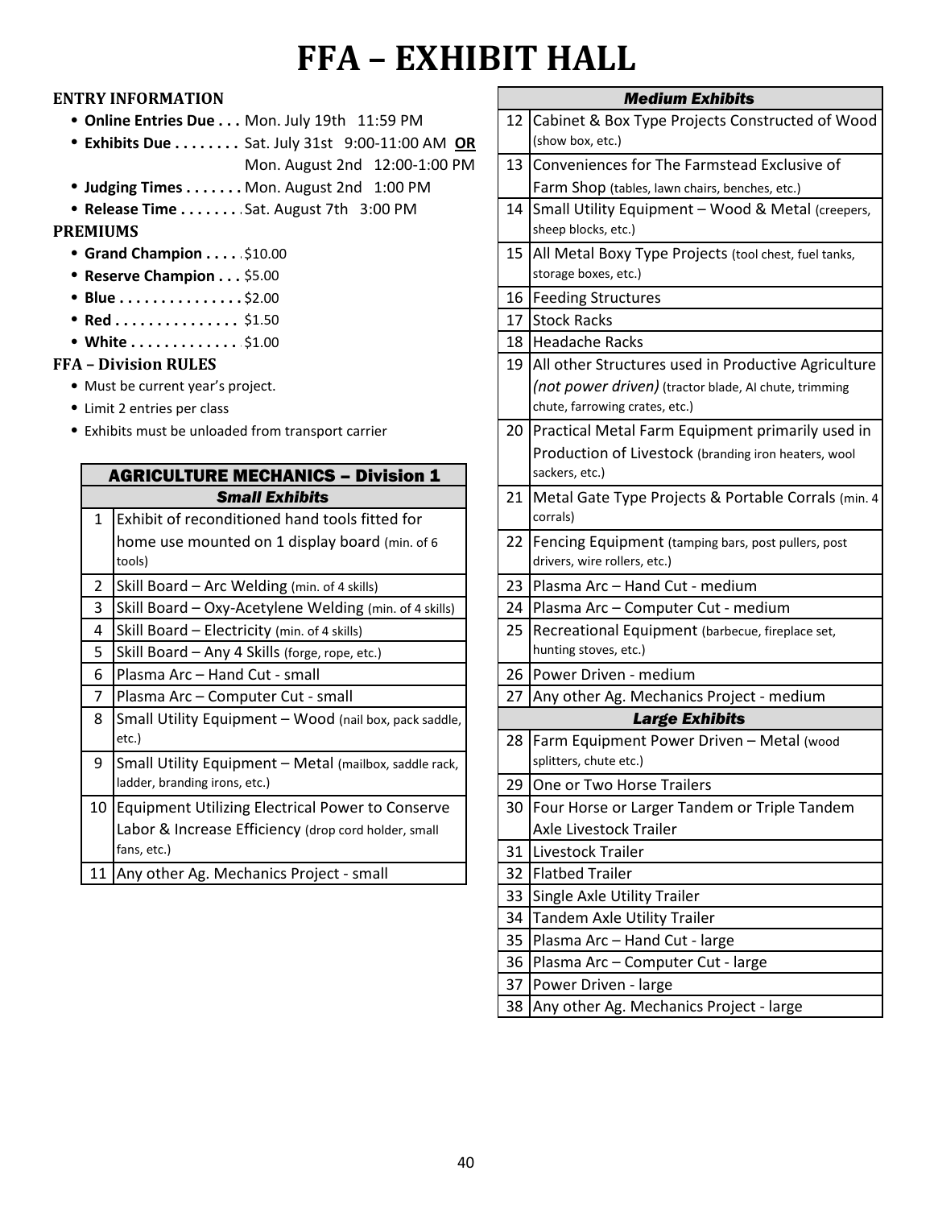# FFA – EXHIBIT HALL

**ENTRY INFORMATION**

- **Online Entries Due . . .** Mon. July 19th 11:59 PM
- **Exhibits Due . . . . . . . .** Sat. July 31st 9:00-11:00 AM **OR** Mon. August 2nd 12:00-1:00 PM
- **Judging Times . . . . . . .** Mon. August 2nd 1:00 PM
- **Release Time . . . . . . .** Sat. August 7th 3:00 PM

**PREMIUMS**

- **Grand Champion . . . . .** $10.00
- **Reserve Champion . . .** $5.00
- **Blue . . . . . . . . . . . . . . .** $2.00
- **Red . . . . . . . . . . . . . . .** $1.50
- **White . . . . . . . . . . . . .** $1.00

**FFA – Division RULES**

- Must be current year's project.
- Limit 2 entries per class
- Exhibits must be unloaded from transport carrier

| AGRICULTURE MECHANICS – Division 1 | |
|---|---|
| | ***Small Exhibits*** |
| 1 | Exhibit of reconditioned hand tools fitted for home use mounted on 1 display board (min. of 6 tools) |
| 2 | Skill Board – Arc Welding (min. of 4 skills) |
| 3 | Skill Board – Oxy-Acetylene Welding (min. of 4 skills) |
| 4 | Skill Board – Electricity (min. of 4 skills) |
| 5 | Skill Board – Any 4 Skills (forge, rope, etc.) |
| 6 | Plasma Arc – Hand Cut - small |
| 7 | Plasma Arc – Computer Cut - small |
| 8 | Small Utility Equipment – Wood (nail box, pack saddle, etc.) |
| 9 | Small Utility Equipment – Metal (mailbox, saddle rack, ladder, branding irons, etc.) |
| 10 | Equipment Utilizing Electrical Power to Conserve Labor & Increase Efficiency (drop cord holder, small fans, etc.) |
| 11 | Any other Ag. Mechanics Project - small |
| | ***Medium Exhibits*** |
| 12 | Cabinet & Box Type Projects Constructed of Wood (show box, etc.) |
| 13 | Conveniences for The Farmstead Exclusive of Farm Shop (tables, lawn chairs, benches, etc.) |
| 14 | Small Utility Equipment – Wood & Metal (creepers, sheep blocks, etc.) |
| 15 | All Metal Boxy Type Projects (tool chest, fuel tanks, storage boxes, etc.) |
| 16 | Feeding Structures |
| 17 | Stock Racks |
| 18 | Headache Racks |
| 19 | All other Structures used in Productive Agriculture *(not power driven)* (tractor blade, AI chute, trimming chute, farrowing crates, etc.) |
| 20 | Practical Metal Farm Equipment primarily used in Production of Livestock (branding iron heaters, wool sackers, etc.) |
| 21 | Metal Gate Type Projects & Portable Corrals (min. 4 corrals) |
| 22 | Fencing Equipment (tamping bars, post pullers, post drivers, wire rollers, etc.) |
| 23 | Plasma Arc – Hand Cut - medium |
| 24 | Plasma Arc – Computer Cut - medium |
| 25 | Recreational Equipment (barbecue, fireplace set, hunting stoves, etc.) |
| 26 | Power Driven - medium |
| 27 | Any other Ag. Mechanics Project - medium |
| | ***Large Exhibits*** |
| 28 | Farm Equipment Power Driven – Metal (wood splitters, chute etc.) |
| 29 | One or Two Horse Trailers |
| 30 | Four Horse or Larger Tandem or Triple Tandem Axle Livestock Trailer |
| 31 | Livestock Trailer |
| 32 | Flatbed Trailer |
| 33 | Single Axle Utility Trailer |
| 34 | Tandem Axle Utility Trailer |
| 35 | Plasma Arc – Hand Cut - large |
| 36 | Plasma Arc – Computer Cut - large |
| 37 | Power Driven - large |
| 38 | Any other Ag. Mechanics Project - large |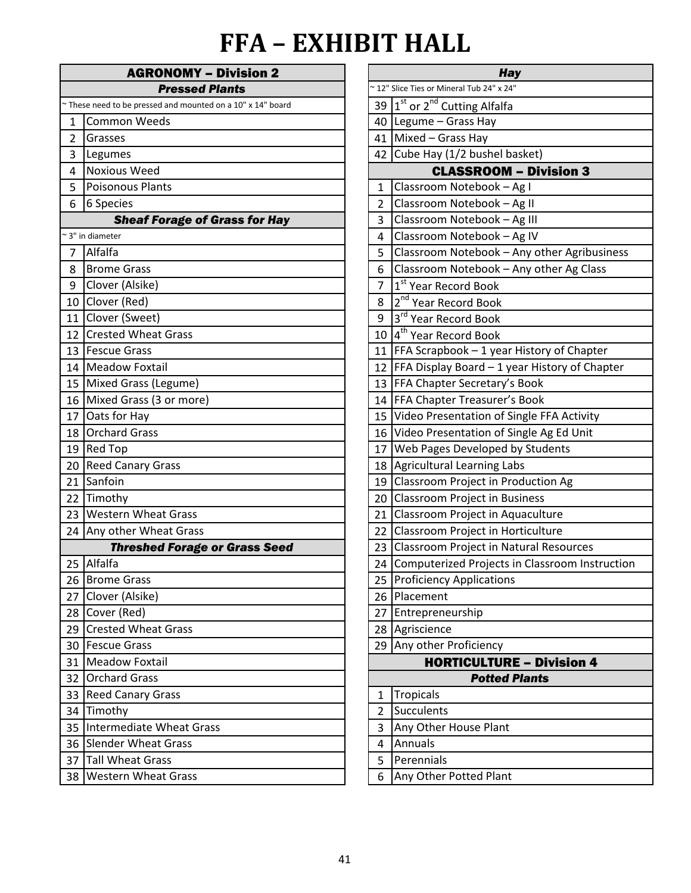# FFA – EXHIBIT HALL

| | |
|---|---|
| **AGRONOMY – Division 2** | |
| ***Pressed Plants*** | |
| ~ These need to be pressed and mounted on a 10" x 14" board | |
| 1 | Common Weeds |
| 2 | Grasses |
| 3 | Legumes |
| 4 | Noxious Weed |
| 5 | Poisonous Plants |
| 6 | 6 Species |
| ***Sheaf Forage of Grass for Hay*** | |
| ~ 3" in diameter | |
| 7 | Alfalfa |
| 8 | Brome Grass |
| 9 | Clover (Alsike) |
| 10 | Clover (Red) |
| 11 | Clover (Sweet) |
| 12 | Crested Wheat Grass |
| 13 | Fescue Grass |
| 14 | Meadow Foxtail |
| 15 | Mixed Grass (Legume) |
| 16 | Mixed Grass (3 or more) |
| 17 | Oats for Hay |
| 18 | Orchard Grass |
| 19 | Red Top |
| 20 | Reed Canary Grass |
| 21 | Sanfoin |
| 22 | Timothy |
| 23 | Western Wheat Grass |
| 24 | Any other Wheat Grass |
| ***Threshed Forage or Grass Seed*** | |
| 25 | Alfalfa |
| 26 | Brome Grass |
| 27 | Clover (Alsike) |
| 28 | Cover (Red) |
| 29 | Crested Wheat Grass |
| 30 | Fescue Grass |
| 31 | Meadow Foxtail |
| 32 | Orchard Grass |
| 33 | Reed Canary Grass |
| 34 | Timothy |
| 35 | Intermediate Wheat Grass |
| 36 | Slender Wheat Grass |
| 37 | Tall Wheat Grass |
| 38 | Western Wheat Grass |

| | |
|---|---|
| ***Hay*** | |
| ~ 12" Slice Ties or Mineral Tub 24" x 24" | |
| 39 | 1st or 2nd Cutting Alfalfa |
| 40 | Legume – Grass Hay |
| 41 | Mixed – Grass Hay |
| 42 | Cube Hay (1/2 bushel basket) |
| **CLASSROOM – Division 3** | |
| 1 | Classroom Notebook – Ag I |
| 2 | Classroom Notebook – Ag II |
| 3 | Classroom Notebook – Ag III |
| 4 | Classroom Notebook – Ag IV |
| 5 | Classroom Notebook – Any other Agribusiness |
| 6 | Classroom Notebook – Any other Ag Class |
| 7 | 1st Year Record Book |
| 8 | 2nd Year Record Book |
| 9 | 3rd Year Record Book |
| 10 | 4th Year Record Book |
| 11 | FFA Scrapbook – 1 year History of Chapter |
| 12 | FFA Display Board – 1 year History of Chapter |
| 13 | FFA Chapter Secretary's Book |
| 14 | FFA Chapter Treasurer's Book |
| 15 | Video Presentation of Single FFA Activity |
| 16 | Video Presentation of Single Ag Ed Unit |
| 17 | Web Pages Developed by Students |
| 18 | Agricultural Learning Labs |
| 19 | Classroom Project in Production Ag |
| 20 | Classroom Project in Business |
| 21 | Classroom Project in Aquaculture |
| 22 | Classroom Project in Horticulture |
| 23 | Classroom Project in Natural Resources |
| 24 | Computerized Projects in Classroom Instruction |
| 25 | Proficiency Applications |
| 26 | Placement |
| 27 | Entrepreneurship |
| 28 | Agriscience |
| 29 | Any other Proficiency |
| **HORTICULTURE – Division 4** | |
| ***Potted Plants*** | |
| 1 | Tropicals |
| 2 | Succulents |
| 3 | Any Other House Plant |
| 4 | Annuals |
| 5 | Perennials |
| 6 | Any Other Potted Plant |